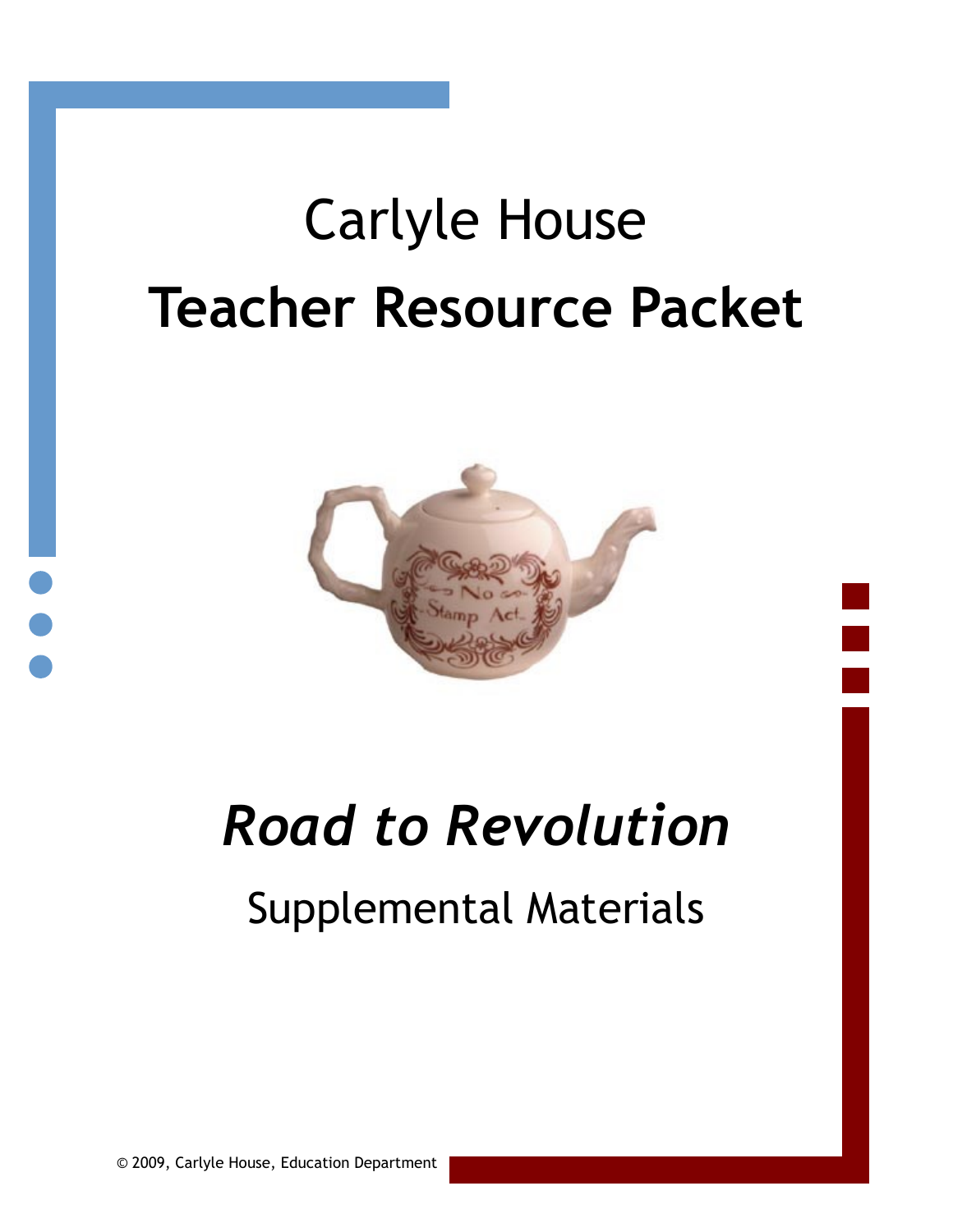# Carlyle House

# Teacher Resource Packet

# *Road to Revolution*

## Supplemental Materials

© 2009, Carlyle House, Education Department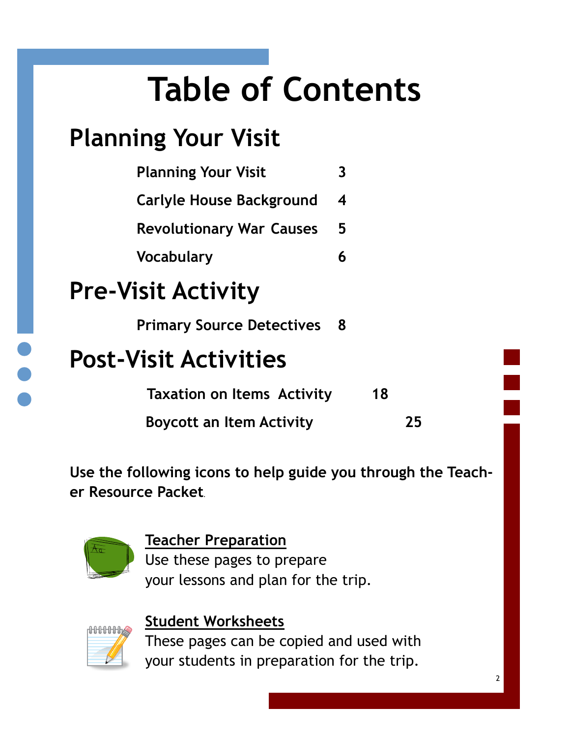# Table of Contents

## Planning Your Visit

| | |
|---|---|
| Planning Your Visit | 3 |
| Carlyle House Background | 4 |
| Revolutionary War Causes | 5 |
| Vocabulary | 6 |

## Pre-Visit Activity

| | |
|---|---|
| Primary Source Detectives | 8 |

## Post-Visit Activities

| | |
|---|---|
| Taxation on Items Activity | 18 |
| Boycott an Item Activity | 25 |

**Use the following icons to help guide you through the Teacher Resource Packet.**

**<u>Teacher Preparation</u>**
Use these pages to prepare your lessons and plan for the trip.

**<u>Student Worksheets</u>**
These pages can be copied and used with your students in preparation for the trip.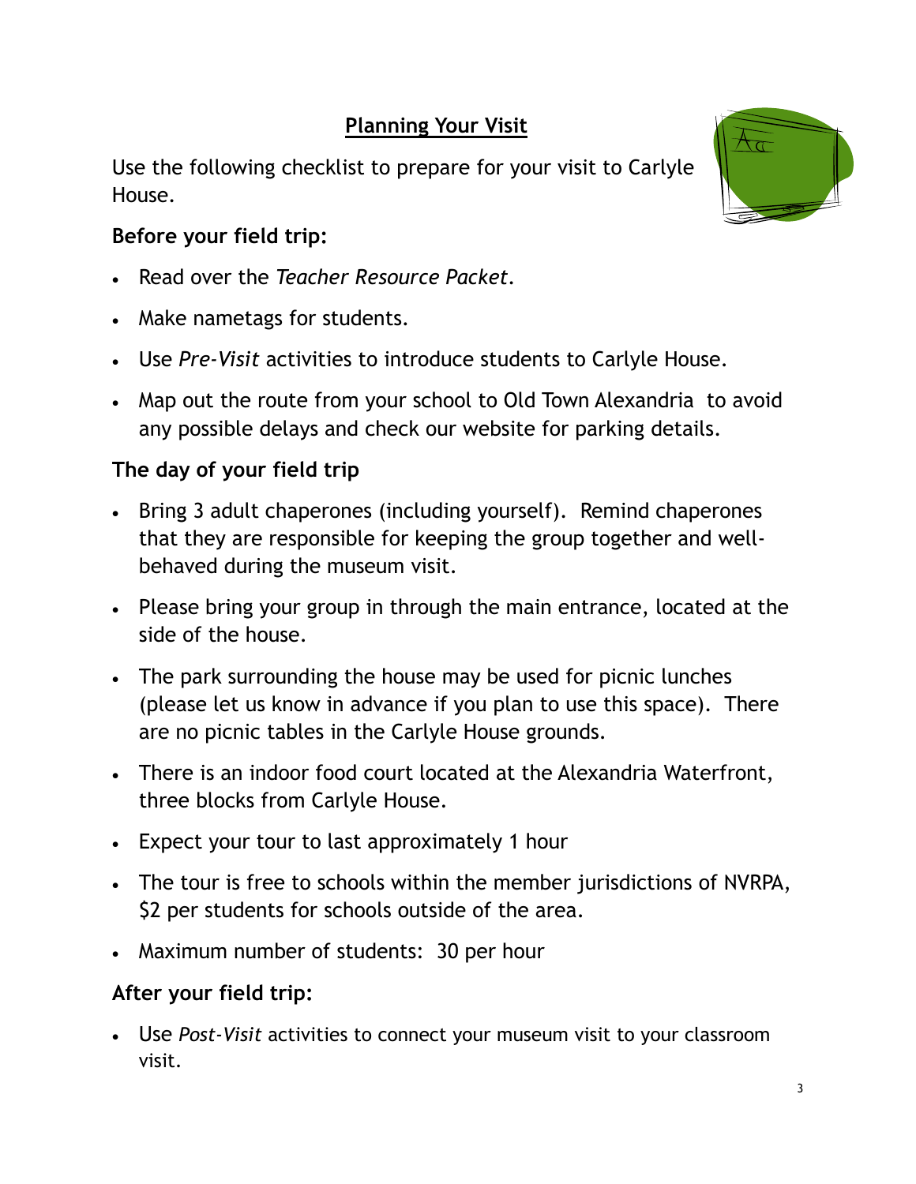## Planning Your Visit

Use the following checklist to prepare for your visit to Carlyle House.

**Before your field trip:**

- Read over the *Teacher Resource Packet*.
- Make nametags for students.
- Use *Pre-Visit* activities to introduce students to Carlyle House.
- Map out the route from your school to Old Town Alexandria to avoid any possible delays and check our website for parking details.

**The day of your field trip**

- Bring 3 adult chaperones (including yourself). Remind chaperones that they are responsible for keeping the group together and well-behaved during the museum visit.
- Please bring your group in through the main entrance, located at the side of the house.
- The park surrounding the house may be used for picnic lunches (please let us know in advance if you plan to use this space). There are no picnic tables in the Carlyle House grounds.
- There is an indoor food court located at the Alexandria Waterfront, three blocks from Carlyle House.
- Expect your tour to last approximately 1 hour
- The tour is free to schools within the member jurisdictions of NVRPA, $2 per students for schools outside of the area.
- Maximum number of students: 30 per hour

**After your field trip:**

- Use *Post-Visit* activities to connect your museum visit to your classroom visit.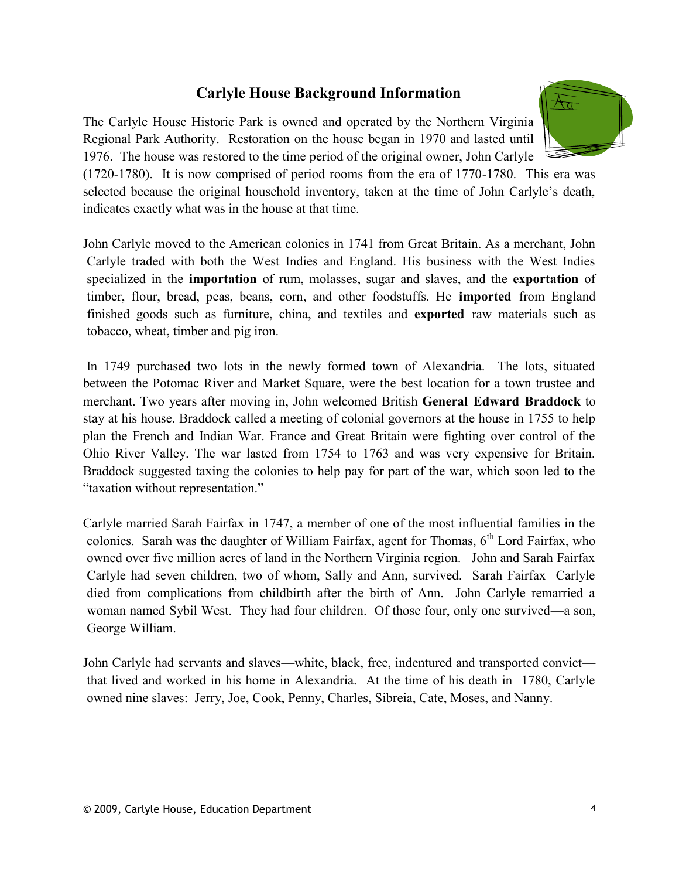# Carlyle House Background Information

The Carlyle House Historic Park is owned and operated by the Northern Virginia Regional Park Authority. Restoration on the house began in 1970 and lasted until 1976. The house was restored to the time period of the original owner, John Carlyle (1720-1780). It is now comprised of period rooms from the era of 1770-1780. This era was selected because the original household inventory, taken at the time of John Carlyle's death, indicates exactly what was in the house at that time.

John Carlyle moved to the American colonies in 1741 from Great Britain. As a merchant, John Carlyle traded with both the West Indies and England. His business with the West Indies specialized in the **importation** of rum, molasses, sugar and slaves, and the **exportation** of timber, flour, bread, peas, beans, corn, and other foodstuffs. He **imported** from England finished goods such as furniture, china, and textiles and **exported** raw materials such as tobacco, wheat, timber and pig iron.

In 1749 purchased two lots in the newly formed town of Alexandria. The lots, situated between the Potomac River and Market Square, were the best location for a town trustee and merchant. Two years after moving in, John welcomed British **General Edward Braddock** to stay at his house. Braddock called a meeting of colonial governors at the house in 1755 to help plan the French and Indian War. France and Great Britain were fighting over control of the Ohio River Valley. The war lasted from 1754 to 1763 and was very expensive for Britain. Braddock suggested taxing the colonies to help pay for part of the war, which soon led to the "taxation without representation."

Carlyle married Sarah Fairfax in 1747, a member of one of the most influential families in the colonies. Sarah was the daughter of William Fairfax, agent for Thomas, 6th Lord Fairfax, who owned over five million acres of land in the Northern Virginia region. John and Sarah Fairfax Carlyle had seven children, two of whom, Sally and Ann, survived. Sarah Fairfax Carlyle died from complications from childbirth after the birth of Ann. John Carlyle remarried a woman named Sybil West. They had four children. Of those four, only one survived—a son, George William.

John Carlyle had servants and slaves—white, black, free, indentured and transported convict—that lived and worked in his home in Alexandria. At the time of his death in 1780, Carlyle owned nine slaves: Jerry, Joe, Cook, Penny, Charles, Sibreia, Cate, Moses, and Nanny.

© 2009, Carlyle House, Education Department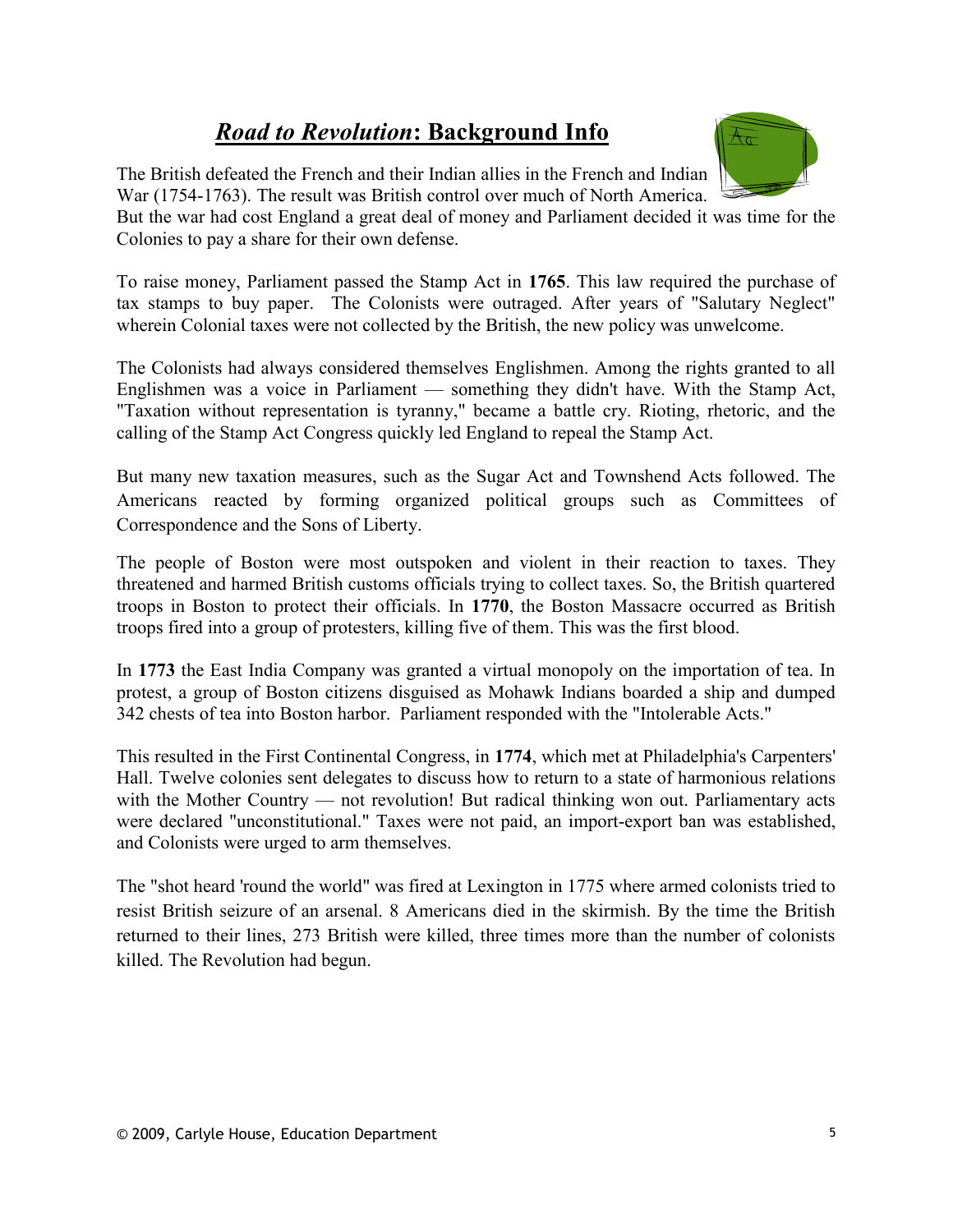# *Road to Revolution*: Background Info

The British defeated the French and their Indian allies in the French and Indian War (1754-1763). The result was British control over much of North America. But the war had cost England a great deal of money and Parliament decided it was time for the Colonies to pay a share for their own defense.

To raise money, Parliament passed the Stamp Act in **1765**. This law required the purchase of tax stamps to buy paper. The Colonists were outraged. After years of "Salutary Neglect" wherein Colonial taxes were not collected by the British, the new policy was unwelcome.

The Colonists had always considered themselves Englishmen. Among the rights granted to all Englishmen was a voice in Parliament — something they didn't have. With the Stamp Act, "Taxation without representation is tyranny," became a battle cry. Rioting, rhetoric, and the calling of the Stamp Act Congress quickly led England to repeal the Stamp Act.

But many new taxation measures, such as the Sugar Act and Townshend Acts followed. The Americans reacted by forming organized political groups such as Committees of Correspondence and the Sons of Liberty.

The people of Boston were most outspoken and violent in their reaction to taxes. They threatened and harmed British customs officials trying to collect taxes. So, the British quartered troops in Boston to protect their officials. In **1770**, the Boston Massacre occurred as British troops fired into a group of protesters, killing five of them. This was the first blood.

In **1773** the East India Company was granted a virtual monopoly on the importation of tea. In protest, a group of Boston citizens disguised as Mohawk Indians boarded a ship and dumped 342 chests of tea into Boston harbor. Parliament responded with the "Intolerable Acts."

This resulted in the First Continental Congress, in **1774**, which met at Philadelphia's Carpenters' Hall. Twelve colonies sent delegates to discuss how to return to a state of harmonious relations with the Mother Country — not revolution! But radical thinking won out. Parliamentary acts were declared "unconstitutional." Taxes were not paid, an import-export ban was established, and Colonists were urged to arm themselves.

The "shot heard 'round the world" was fired at Lexington in 1775 where armed colonists tried to resist British seizure of an arsenal. 8 Americans died in the skirmish. By the time the British returned to their lines, 273 British were killed, three times more than the number of colonists killed. The Revolution had begun.

© 2009, Carlyle House, Education Department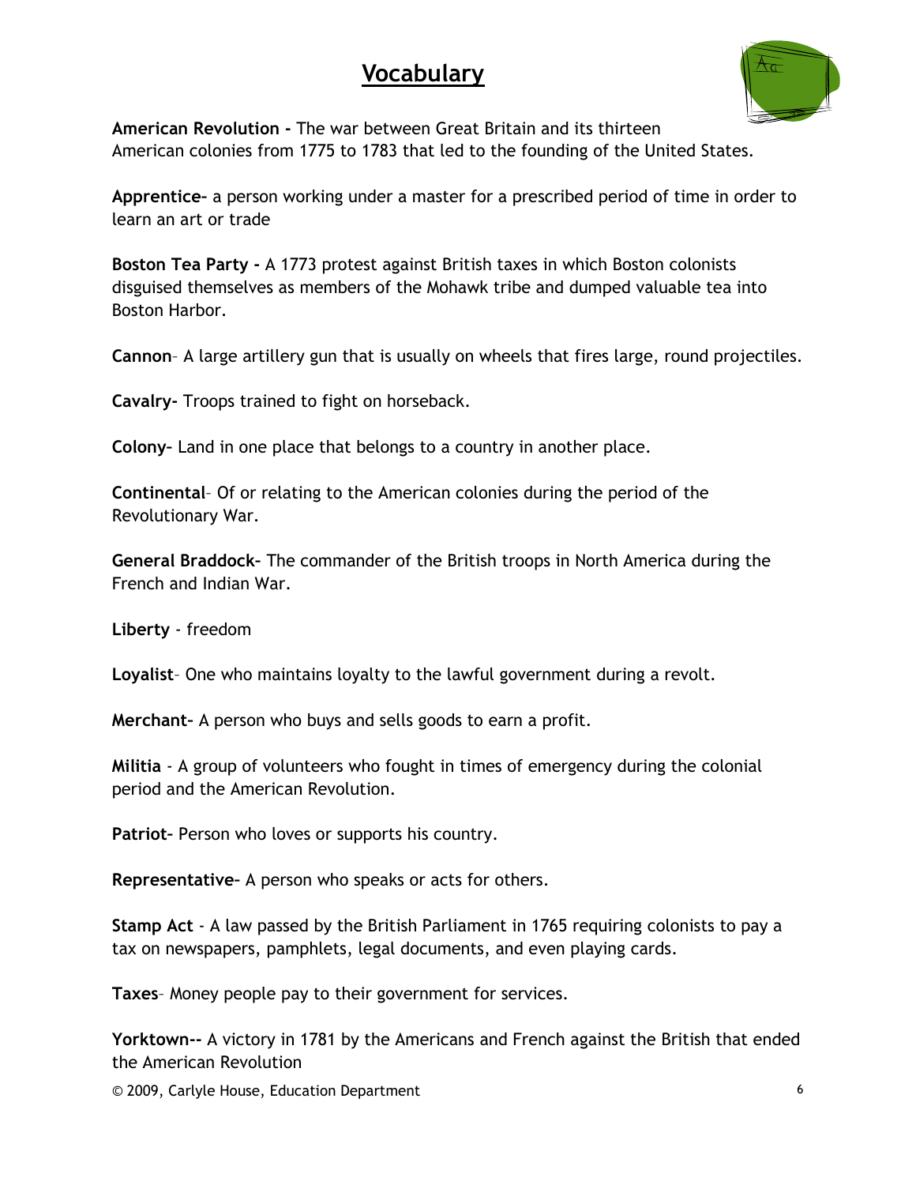# Vocabulary

**American Revolution -** The war between Great Britain and its thirteen American colonies from 1775 to 1783 that led to the founding of the United States.

**Apprentice–** a person working under a master for a prescribed period of time in order to learn an art or trade

**Boston Tea Party -** A 1773 protest against British taxes in which Boston colonists disguised themselves as members of the Mohawk tribe and dumped valuable tea into Boston Harbor.

**Cannon**– A large artillery gun that is usually on wheels that fires large, round projectiles.

**Cavalry-** Troops trained to fight on horseback.

**Colony–** Land in one place that belongs to a country in another place.

**Continental**– Of or relating to the American colonies during the period of the Revolutionary War.

**General Braddock–** The commander of the British troops in North America during the French and Indian War.

**Liberty** - freedom

**Loyalist**– One who maintains loyalty to the lawful government during a revolt.

**Merchant–** A person who buys and sells goods to earn a profit.

**Militia** - A group of volunteers who fought in times of emergency during the colonial period and the American Revolution.

**Patriot–** Person who loves or supports his country.

**Representative–** A person who speaks or acts for others.

**Stamp Act** - A law passed by the British Parliament in 1765 requiring colonists to pay a tax on newspapers, pamphlets, legal documents, and even playing cards.

**Taxes**– Money people pay to their government for services.

**Yorktown--** A victory in 1781 by the Americans and French against the British that ended the American Revolution

© 2009, Carlyle House, Education Department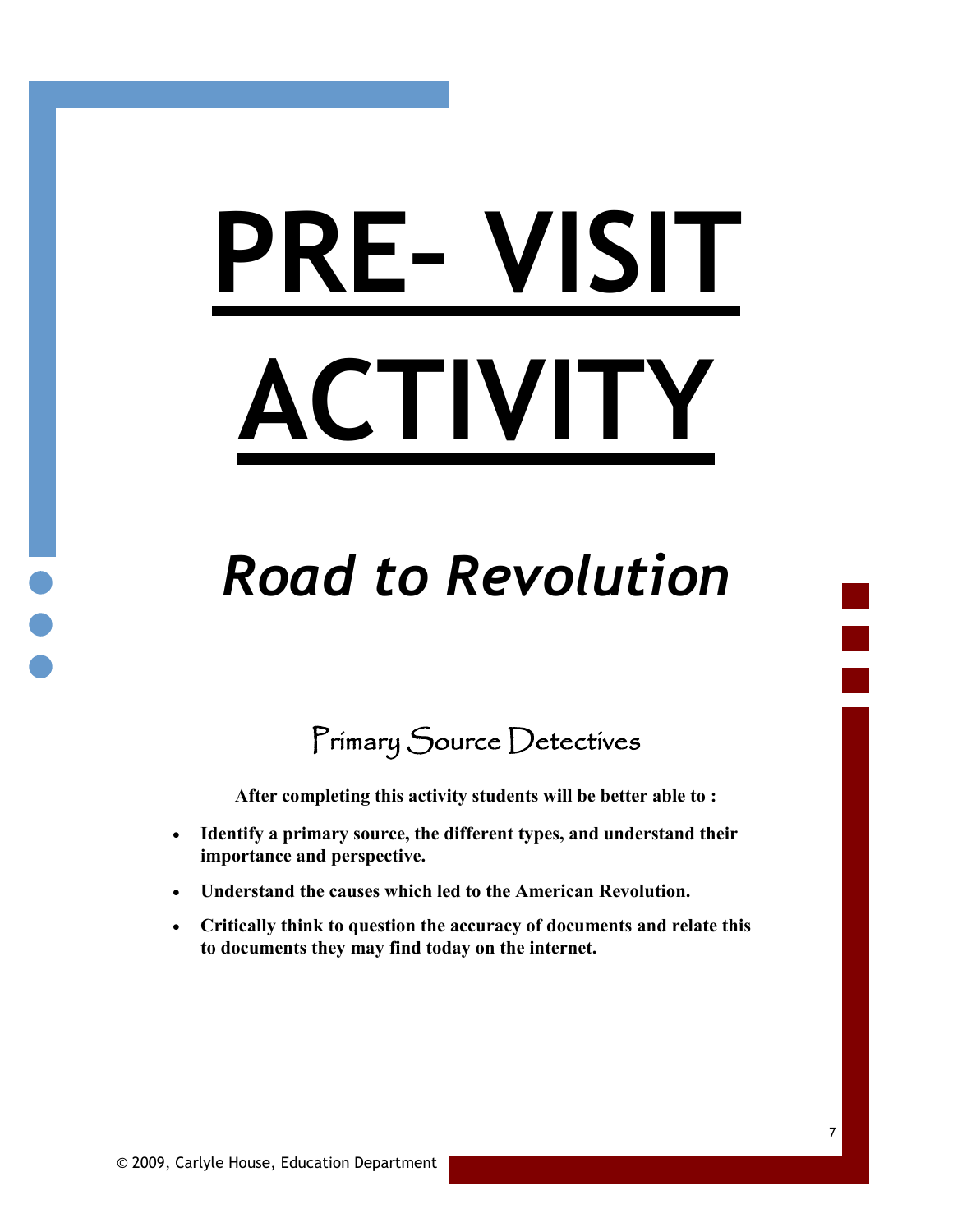# PRE- VISIT ACTIVITY

## *Road to Revolution*

### Primary Source Detectives

**After completing this activity students will be better able to :**

- **Identify a primary source, the different types, and understand their importance and perspective.**
- **Understand the causes which led to the American Revolution.**
- **Critically think to question the accuracy of documents and relate this to documents they may find today on the internet.**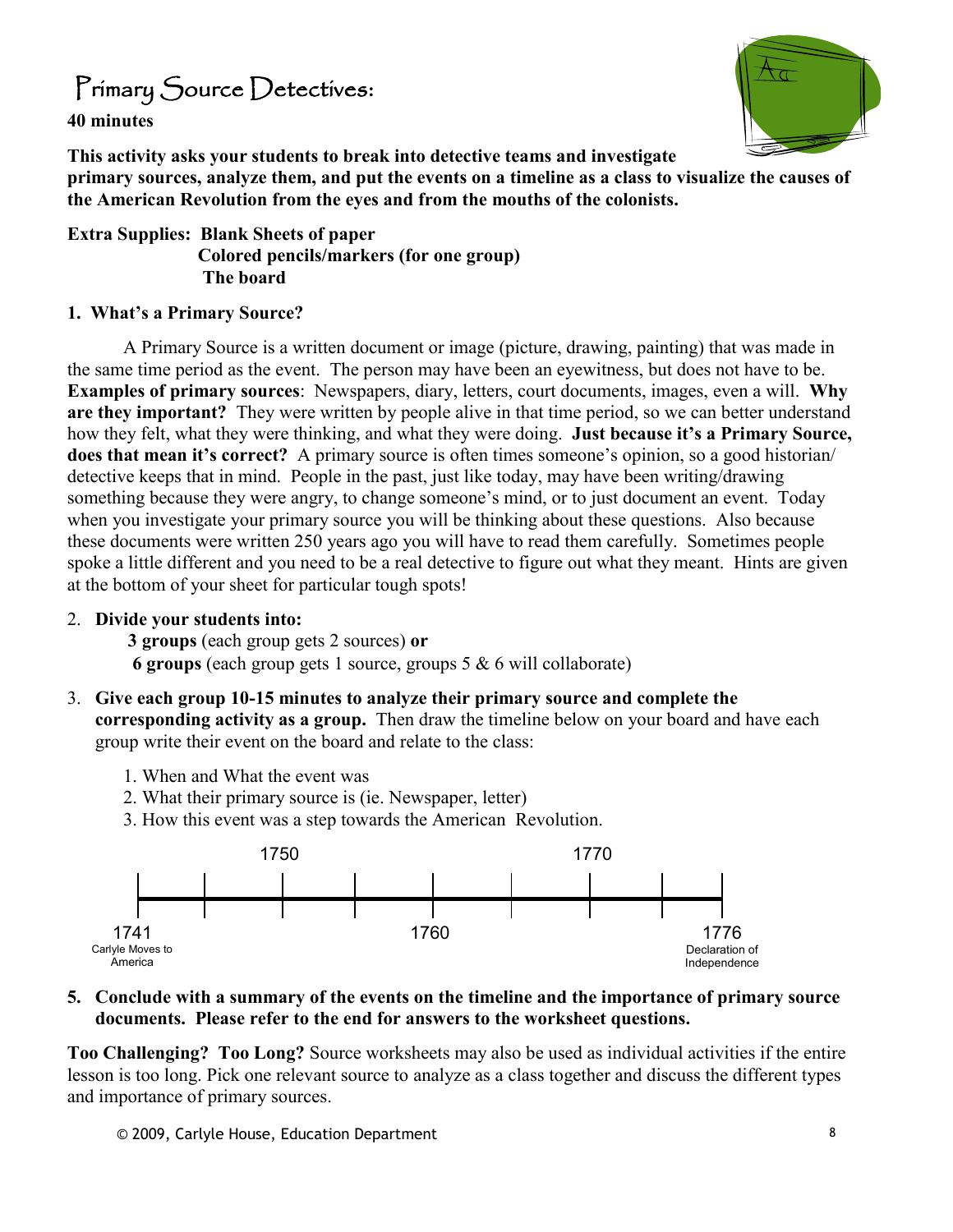# Primary Source Detectives:

**40 minutes**

**This activity asks your students to break into detective teams and investigate primary sources, analyze them, and put the events on a timeline as a class to visualize the causes of the American Revolution from the eyes and from the mouths of the colonists.**

**Extra Supplies: Blank Sheets of paper**
**Colored pencils/markers (for one group)**
**The board**

**1. What's a Primary Source?**

A Primary Source is a written document or image (picture, drawing, painting) that was made in the same time period as the event. The person may have been an eyewitness, but does not have to be. **Examples of primary sources**: Newspapers, diary, letters, court documents, images, even a will. **Why are they important?** They were written by people alive in that time period, so we can better understand how they felt, what they were thinking, and what they were doing. **Just because it's a Primary Source, does that mean it's correct?** A primary source is often times someone's opinion, so a good historian/ detective keeps that in mind. People in the past, just like today, may have been writing/drawing something because they were angry, to change someone's mind, or to just document an event. Today when you investigate your primary source you will be thinking about these questions. Also because these documents were written 250 years ago you will have to read them carefully. Sometimes people spoke a little different and you need to be a real detective to figure out what they meant. Hints are given at the bottom of your sheet for particular tough spots!

2. **Divide your students into:**
   **3 groups** (each group gets 2 sources) **or**
   **6 groups** (each group gets 1 source, groups 5 & 6 will collaborate)

3. **Give each group 10-15 minutes to analyze their primary source and complete the corresponding activity as a group.** Then draw the timeline below on your board and have each group write their event on the board and relate to the class:
   1. When and What the event was
   2. What their primary source is (ie. Newspaper, letter)
   3. How this event was a step towards the American Revolution.

1750 — 1770

1741 Carlyle Moves to America — 1760 — 1776 Declaration of Independence

5. **Conclude with a summary of the events on the timeline and the importance of primary source documents. Please refer to the end for answers to the worksheet questions.**

**Too Challenging? Too Long?** Source worksheets may also be used as individual activities if the entire lesson is too long. Pick one relevant source to analyze as a class together and discuss the different types and importance of primary sources.

© 2009, Carlyle House, Education Department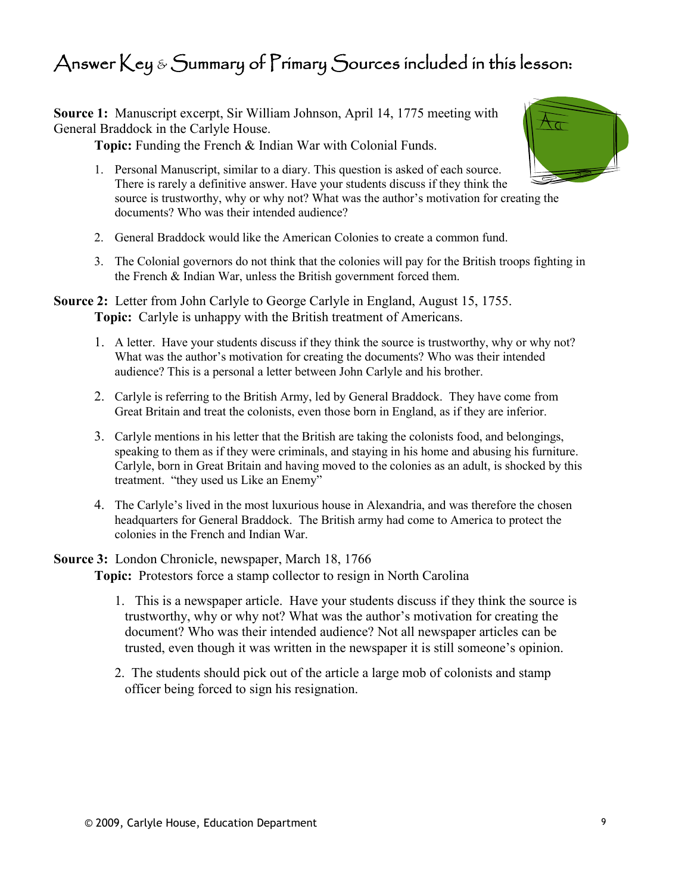# Answer Key & Summary of Primary Sources included in this lesson:

**Source 1:** Manuscript excerpt, Sir William Johnson, April 14, 1775 meeting with General Braddock in the Carlyle House.

**Topic:** Funding the French & Indian War with Colonial Funds.

1. Personal Manuscript, similar to a diary. This question is asked of each source. There is rarely a definitive answer. Have your students discuss if they think the source is trustworthy, why or why not? What was the author's motivation for creating the documents? Who was their intended audience?

2. General Braddock would like the American Colonies to create a common fund.

3. The Colonial governors do not think that the colonies will pay for the British troops fighting in the French & Indian War, unless the British government forced them.

**Source 2:** Letter from John Carlyle to George Carlyle in England, August 15, 1755.

**Topic:** Carlyle is unhappy with the British treatment of Americans.

1. A letter. Have your students discuss if they think the source is trustworthy, why or why not? What was the author's motivation for creating the documents? Who was their intended audience? This is a personal a letter between John Carlyle and his brother.

2. Carlyle is referring to the British Army, led by General Braddock. They have come from Great Britain and treat the colonists, even those born in England, as if they are inferior.

3. Carlyle mentions in his letter that the British are taking the colonists food, and belongings, speaking to them as if they were criminals, and staying in his home and abusing his furniture. Carlyle, born in Great Britain and having moved to the colonies as an adult, is shocked by this treatment. "they used us Like an Enemy"

4. The Carlyle's lived in the most luxurious house in Alexandria, and was therefore the chosen headquarters for General Braddock. The British army had come to America to protect the colonies in the French and Indian War.

**Source 3:** London Chronicle, newspaper, March 18, 1766

**Topic:** Protestors force a stamp collector to resign in North Carolina

1. This is a newspaper article. Have your students discuss if they think the source is trustworthy, why or why not? What was the author's motivation for creating the document? Who was their intended audience? Not all newspaper articles can be trusted, even though it was written in the newspaper it is still someone's opinion.

2. The students should pick out of the article a large mob of colonists and stamp officer being forced to sign his resignation.

© 2009, Carlyle House, Education Department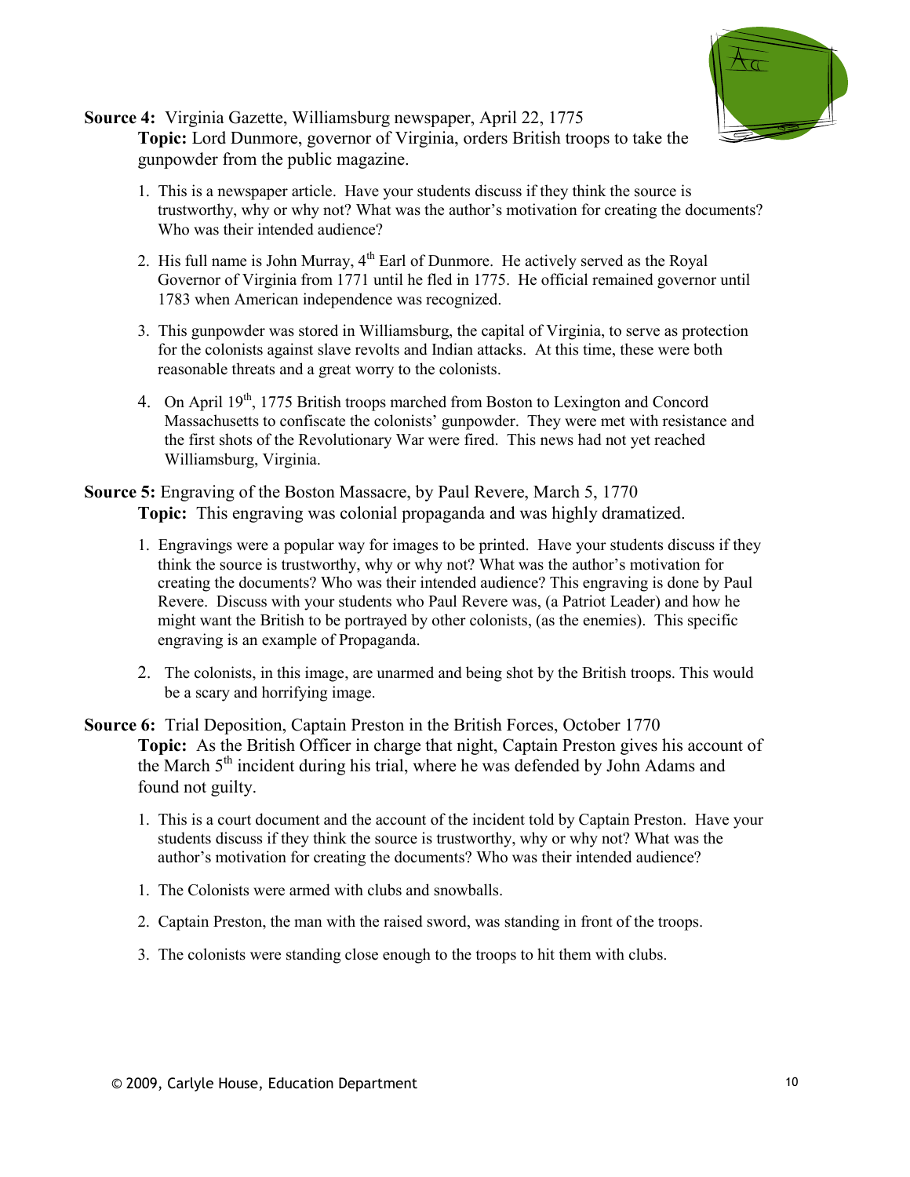**Source 4:** Virginia Gazette, Williamsburg newspaper, April 22, 1775
**Topic:** Lord Dunmore, governor of Virginia, orders British troops to take the gunpowder from the public magazine.

1. This is a newspaper article. Have your students discuss if they think the source is trustworthy, why or why not? What was the author's motivation for creating the documents? Who was their intended audience?
2. His full name is John Murray, 4th Earl of Dunmore. He actively served as the Royal Governor of Virginia from 1771 until he fled in 1775. He official remained governor until 1783 when American independence was recognized.
3. This gunpowder was stored in Williamsburg, the capital of Virginia, to serve as protection for the colonists against slave revolts and Indian attacks. At this time, these were both reasonable threats and a great worry to the colonists.
4. On April 19th, 1775 British troops marched from Boston to Lexington and Concord Massachusetts to confiscate the colonists' gunpowder. They were met with resistance and the first shots of the Revolutionary War were fired. This news had not yet reached Williamsburg, Virginia.

**Source 5:** Engraving of the Boston Massacre, by Paul Revere, March 5, 1770
**Topic:** This engraving was colonial propaganda and was highly dramatized.

1. Engravings were a popular way for images to be printed. Have your students discuss if they think the source is trustworthy, why or why not? What was the author's motivation for creating the documents? Who was their intended audience? This engraving is done by Paul Revere. Discuss with your students who Paul Revere was, (a Patriot Leader) and how he might want the British to be portrayed by other colonists, (as the enemies). This specific engraving is an example of Propaganda.
2. The colonists, in this image, are unarmed and being shot by the British troops. This would be a scary and horrifying image.

**Source 6:** Trial Deposition, Captain Preston in the British Forces, October 1770
**Topic:** As the British Officer in charge that night, Captain Preston gives his account of the March 5th incident during his trial, where he was defended by John Adams and found not guilty.

1. This is a court document and the account of the incident told by Captain Preston. Have your students discuss if they think the source is trustworthy, why or why not? What was the author's motivation for creating the documents? Who was their intended audience?

1. The Colonists were armed with clubs and snowballs.
2. Captain Preston, the man with the raised sword, was standing in front of the troops.
3. The colonists were standing close enough to the troops to hit them with clubs.

© 2009, Carlyle House, Education Department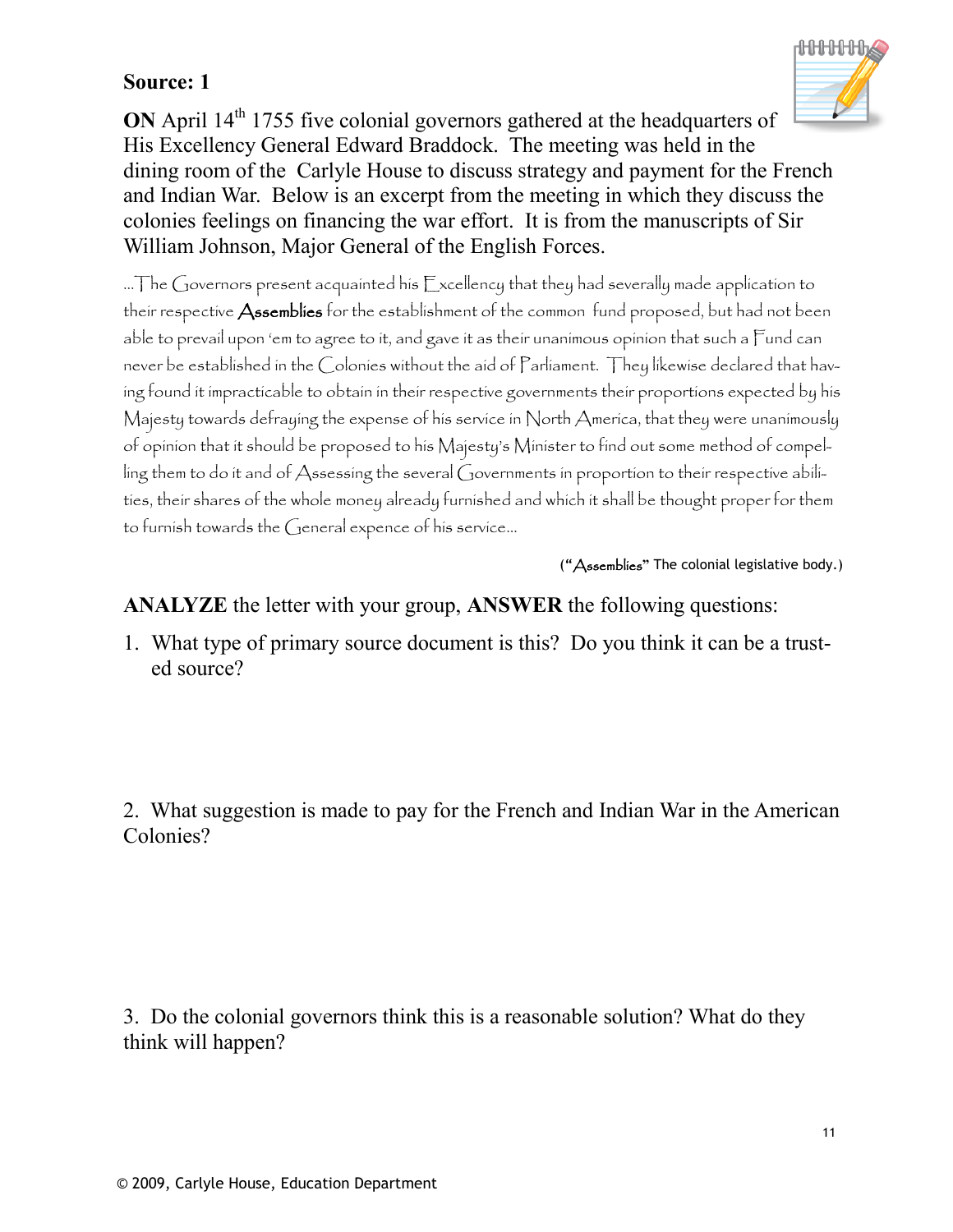**Source: 1**

**ON** April 14th 1755 five colonial governors gathered at the headquarters of His Excellency General Edward Braddock. The meeting was held in the dining room of the Carlyle House to discuss strategy and payment for the French and Indian War. Below is an excerpt from the meeting in which they discuss the colonies feelings on financing the war effort. It is from the manuscripts of Sir William Johnson, Major General of the English Forces.

...The Governors present acquainted his Excellency that they had severally made application to their respective **Assemblies** for the establishment of the common fund proposed, but had not been able to prevail upon 'em to agree to it, and gave it as their unanimous opinion that such a Fund can never be established in the Colonies without the aid of Parliament. They likewise declared that having found it impracticable to obtain in their respective governments their proportions expected by his Majesty towards defraying the expense of his service in North America, that they were unanimously of opinion that it should be proposed to his Majesty's Minister to find out some method of compelling them to do it and of Assessing the several Governments in proportion to their respective abilities, their shares of the whole money already furnished and which it shall be thought proper for them to furnish towards the General expence of his service...

("Assemblies" The colonial legislative body.)

**ANALYZE** the letter with your group, **ANSWER** the following questions:

1. What type of primary source document is this? Do you think it can be a trusted source?

2. What suggestion is made to pay for the French and Indian War in the American Colonies?

3. Do the colonial governors think this is a reasonable solution? What do they think will happen?

© 2009, Carlyle House, Education Department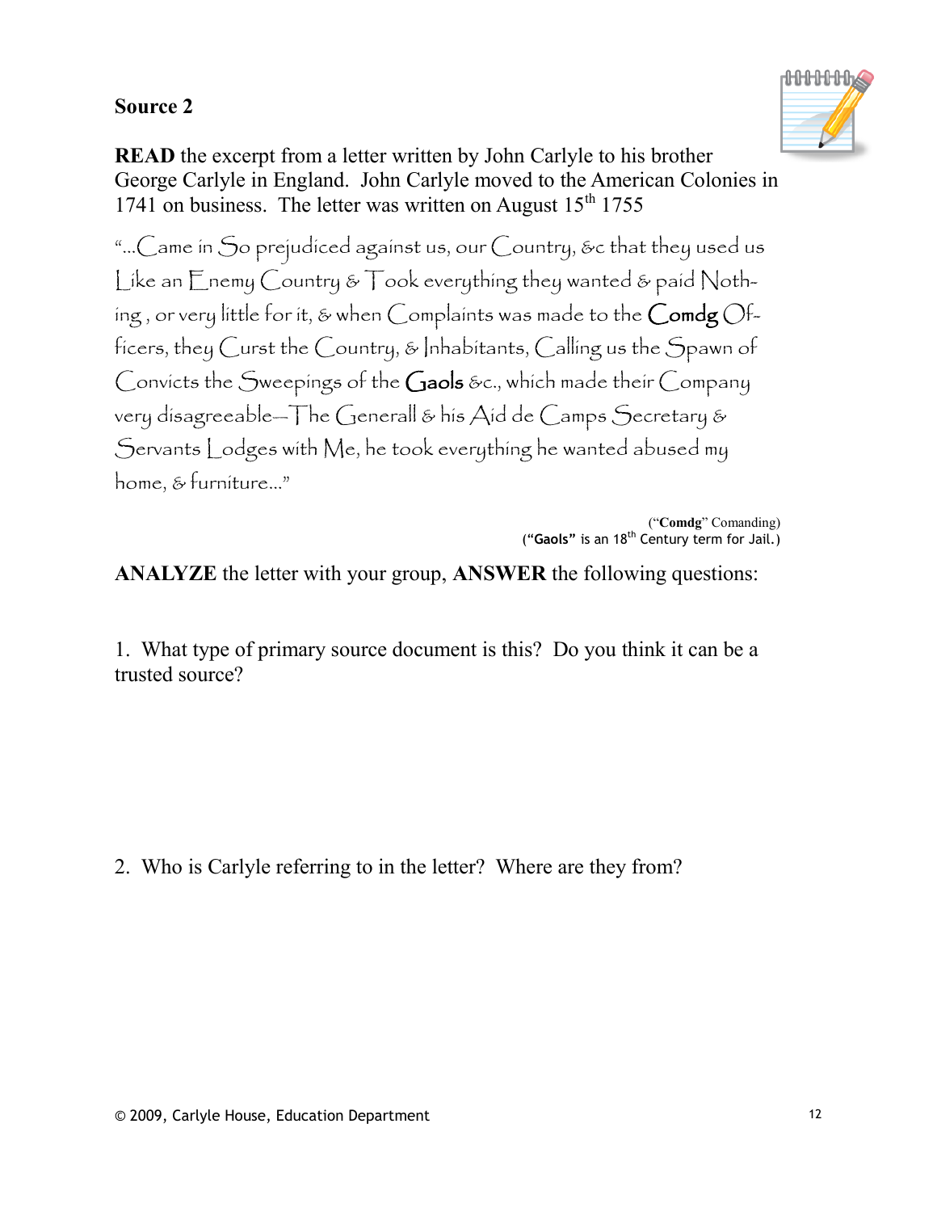**Source 2**

**READ** the excerpt from a letter written by John Carlyle to his brother George Carlyle in England. John Carlyle moved to the American Colonies in 1741 on business. The letter was written on August 15th 1755

"…Came in So prejudiced against us, our Country, &c that they used us Like an Enemy Country & Took everything they wanted & paid Nothing, or very little for it, & when Complaints was made to the Comdg Officers, they Curst the Country, & Inhabitants, Calling us the Spawn of Convicts the Sweepings of the Gaols &c., which made their Company very disagreeable—The Generall & his Aid de Camps Secretary & Servants Lodges with Me, he took everything he wanted abused my home, & furniture…"

("**Comdg**" Comanding)
("**Gaols**" is an 18th Century term for Jail.)

**ANALYZE** the letter with your group, **ANSWER** the following questions:

1. What type of primary source document is this? Do you think it can be a trusted source?

2. Who is Carlyle referring to in the letter? Where are they from?

© 2009, Carlyle House, Education Department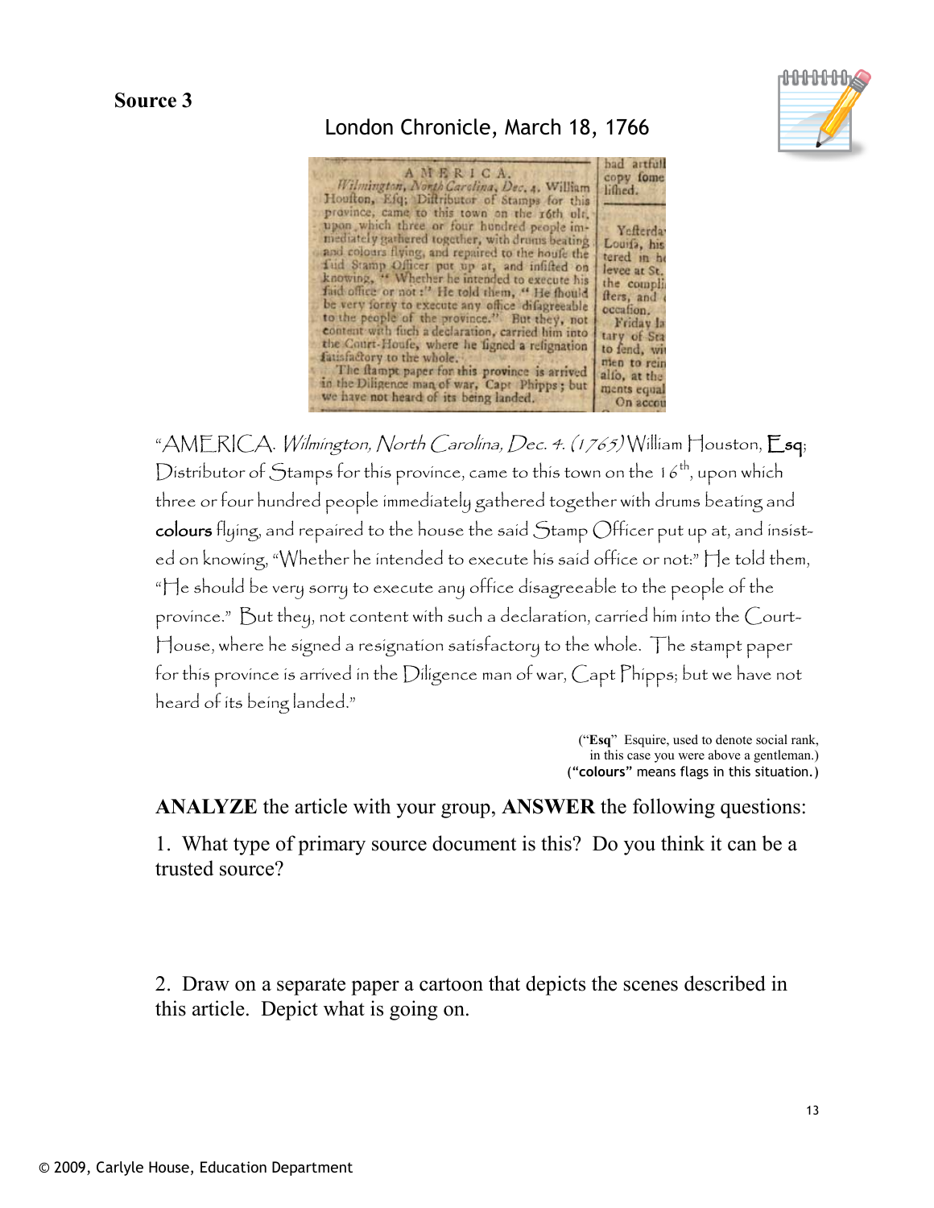**Source 3**

London Chronicle, March 18, 1766

"AMERICA. *Wilmington, North Carolina, Dec. 4. (1765)* William Houston, **Esq**; Distributor of Stamps for this province, came to this town on the 16th, upon which three or four hundred people immediately gathered together with drums beating and **colours** flying, and repaired to the house the said Stamp Officer put up at, and insisted on knowing, "Whether he intended to execute his said office or not:" He told them, "He should be very sorry to execute any office disagreeable to the people of the province." But they, not content with such a declaration, carried him into the Court-House, where he signed a resignation satisfactory to the whole. The stampt paper for this province is arrived in the Diligence man of war, Capt Phipps; but we have not heard of its being landed."

("**Esq**" Esquire, used to denote social rank, in this case you were above a gentleman.)
("**colours**" means flags in this situation.)

**ANALYZE** the article with your group, **ANSWER** the following questions:

1. What type of primary source document is this? Do you think it can be a trusted source?

2. Draw on a separate paper a cartoon that depicts the scenes described in this article. Depict what is going on.

© 2009, Carlyle House, Education Department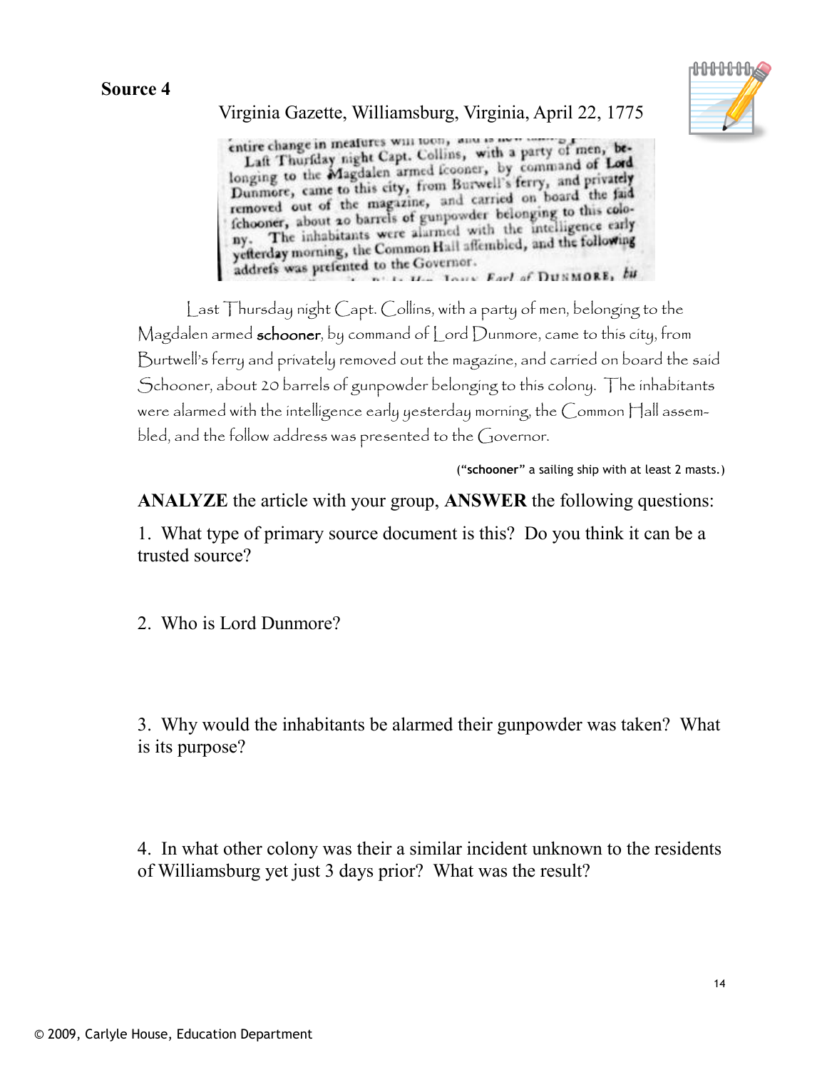**Source 4**

Virginia Gazette, Williamsburg, Virginia, April 22, 1775

entire change in meafures will foon, and is now taking p...
Laft Thurfday night Capt. Collins, with a party of men, belonging to the Magdalen armed fcooner, by command of Lord Dunmore, came to this city, from Burwell's ferry, and privately removed out of the magazine, and carried on board the faid fchooner, about 20 barrels of gunpowder belonging to this colony. The inhabitants were alarmed with the intelligence early yefterday morning, the Common Hall affembled, and the following addrefs was prefented to the Governor.
... John Earl of DUNMORE, ...

Last Thursday night Capt. Collins, with a party of men, belonging to the Magdalen armed **schooner**, by command of Lord Dunmore, came to this city, from Burtwell's ferry and privately removed out the magazine, and carried on board the said Schooner, about 20 barrels of gunpowder belonging to this colony. The inhabitants were alarmed with the intelligence early yesterday morning, the Common Hall assembled, and the follow address was presented to the Governor.

(**"schooner"** a sailing ship with at least 2 masts.)

**ANALYZE** the article with your group, **ANSWER** the following questions:

1. What type of primary source document is this? Do you think it can be a trusted source?

2. Who is Lord Dunmore?

3. Why would the inhabitants be alarmed their gunpowder was taken? What is its purpose?

4. In what other colony was their a similar incident unknown to the residents of Williamsburg yet just 3 days prior? What was the result?

© 2009, Carlyle House, Education Department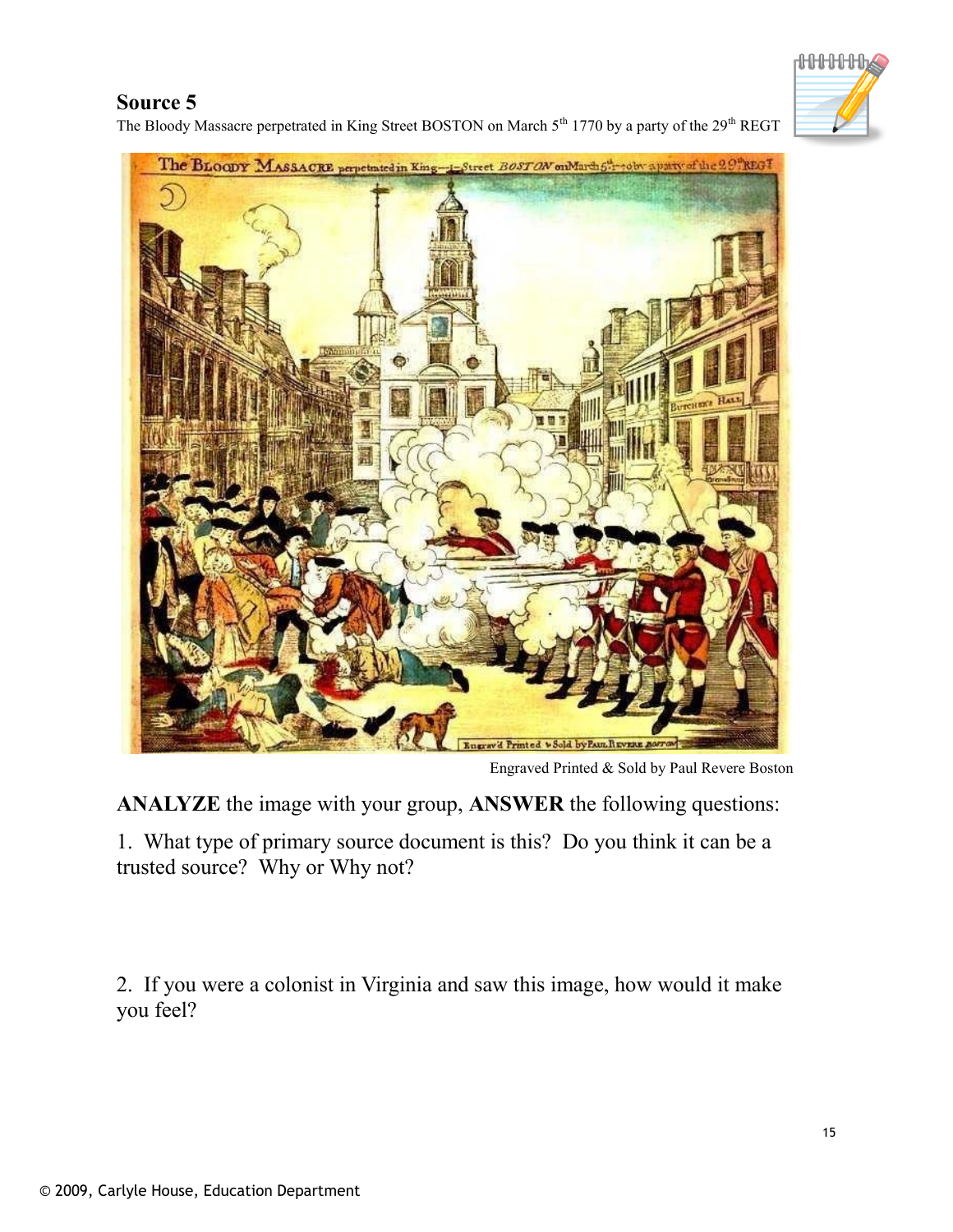**Source 5**

The Bloody Massacre perpetrated in King Street BOSTON on March 5th 1770 by a party of the 29th REGT

Engraved Printed & Sold by Paul Revere Boston

**ANALYZE** the image with your group, **ANSWER** the following questions:

1. What type of primary source document is this? Do you think it can be a trusted source? Why or Why not?

2. If you were a colonist in Virginia and saw this image, how would it make you feel?

© 2009, Carlyle House, Education Department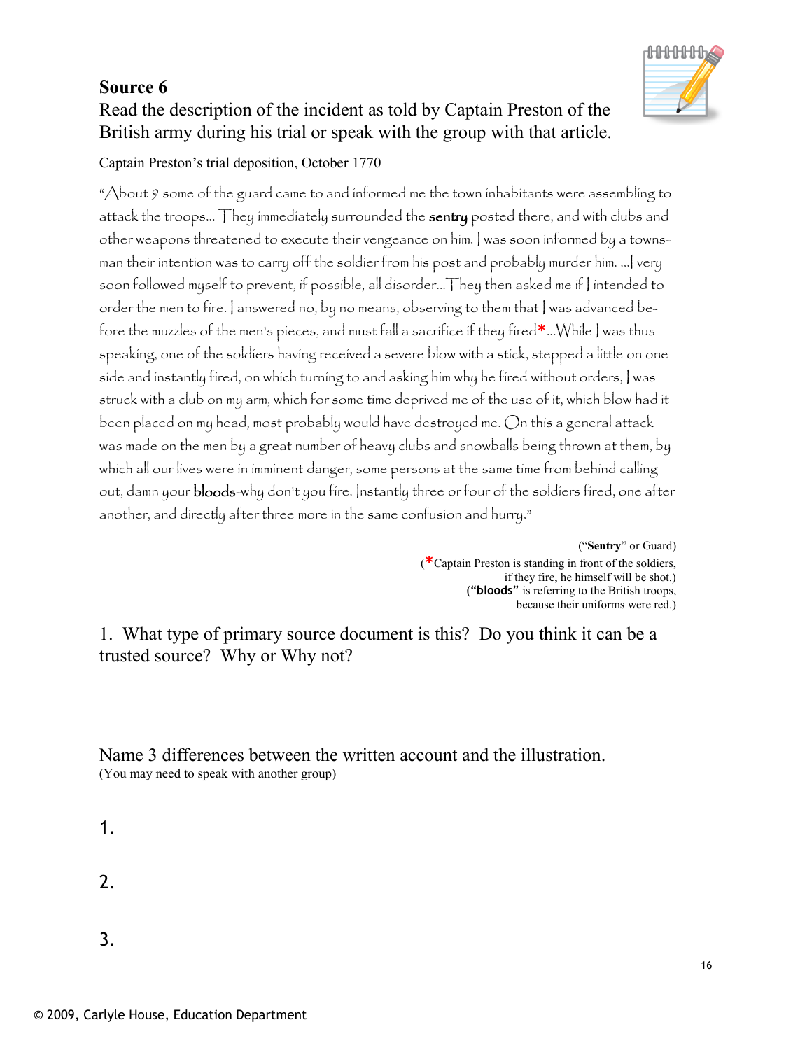# Source 6

Read the description of the incident as told by Captain Preston of the British army during his trial or speak with the group with that article.

Captain Preston's trial deposition, October 1770

"About 9 some of the guard came to and informed me the town inhabitants were assembling to attack the troops... They immediately surrounded the **sentry** posted there, and with clubs and other weapons threatened to execute their vengeance on him. I was soon informed by a townsman their intention was to carry off the soldier from his post and probably murder him. ...I very soon followed myself to prevent, if possible, all disorder...They then asked me if I intended to order the men to fire. I answered no, by no means, observing to them that I was advanced before the muzzles of the men's pieces, and must fall a sacrifice if they fired*...While I was thus speaking, one of the soldiers having received a severe blow with a stick, stepped a little on one side and instantly fired, on which turning to and asking him why he fired without orders, I was struck with a club on my arm, which for some time deprived me of the use of it, which blow had it been placed on my head, most probably would have destroyed me. On this a general attack was made on the men by a great number of heavy clubs and snowballs being thrown at them, by which all our lives were in imminent danger, some persons at the same time from behind calling out, damn your **bloods**-why don't you fire. Instantly three or four of the soldiers fired, one after another, and directly after three more in the same confusion and hurry."

("**Sentry**" or Guard)
(*Captain Preston is standing in front of the soldiers, if they fire, he himself will be shot.)
(**"bloods"** is referring to the British troops, because their uniforms were red.)

1. What type of primary source document is this? Do you think it can be a trusted source? Why or Why not?

Name 3 differences between the written account and the illustration.
(You may need to speak with another group)

1.

2.

3.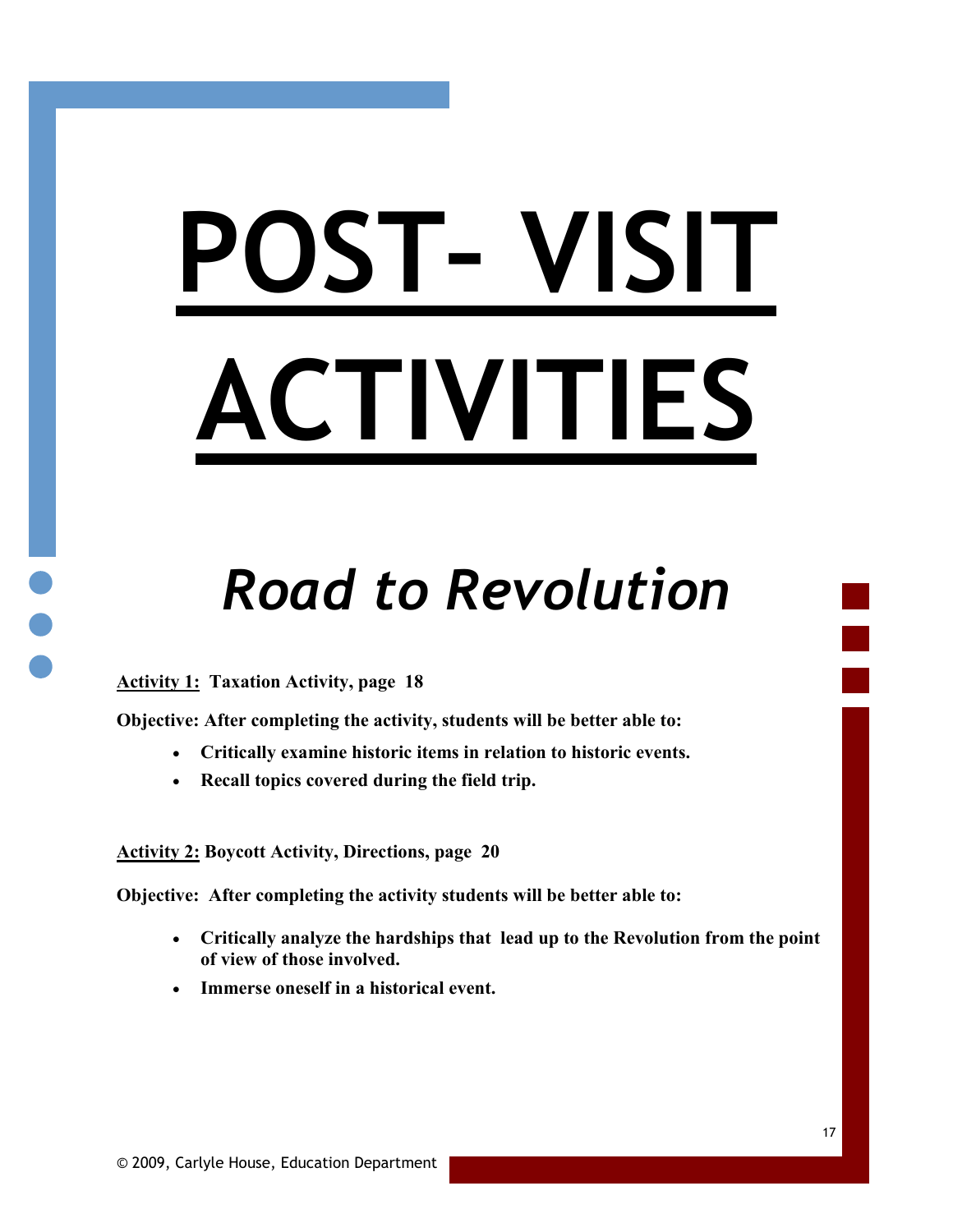# POST- VISIT ACTIVITIES

## *Road to Revolution*

**Activity 1: Taxation Activity, page 18**

**Objective: After completing the activity, students will be better able to:**

- **Critically examine historic items in relation to historic events.**
- **Recall topics covered during the field trip.**

**Activity 2: Boycott Activity, Directions, page 20**

**Objective: After completing the activity students will be better able to:**

- **Critically analyze the hardships that lead up to the Revolution from the point of view of those involved.**
- **Immerse oneself in a historical event.**

© 2009, Carlyle House, Education Department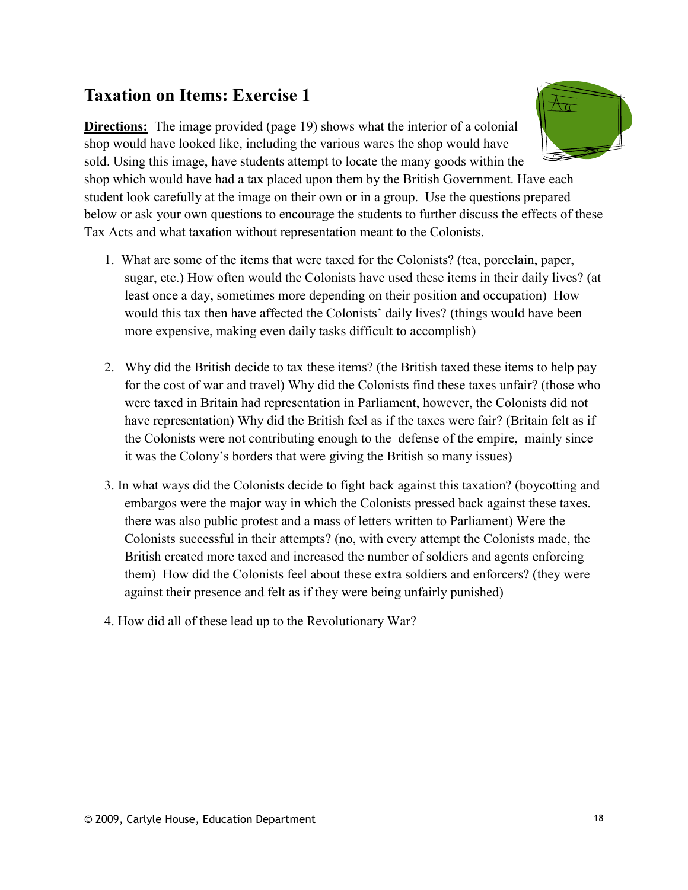## Taxation on Items: Exercise 1

**Directions:** The image provided (page 19) shows what the interior of a colonial shop would have looked like, including the various wares the shop would have sold. Using this image, have students attempt to locate the many goods within the shop which would have had a tax placed upon them by the British Government. Have each student look carefully at the image on their own or in a group. Use the questions prepared below or ask your own questions to encourage the students to further discuss the effects of these Tax Acts and what taxation without representation meant to the Colonists.

1. What are some of the items that were taxed for the Colonists? (tea, porcelain, paper, sugar, etc.) How often would the Colonists have used these items in their daily lives? (at least once a day, sometimes more depending on their position and occupation) How would this tax then have affected the Colonists' daily lives? (things would have been more expensive, making even daily tasks difficult to accomplish)

2. Why did the British decide to tax these items? (the British taxed these items to help pay for the cost of war and travel) Why did the Colonists find these taxes unfair? (those who were taxed in Britain had representation in Parliament, however, the Colonists did not have representation) Why did the British feel as if the taxes were fair? (Britain felt as if the Colonists were not contributing enough to the defense of the empire, mainly since it was the Colony's borders that were giving the British so many issues)

3. In what ways did the Colonists decide to fight back against this taxation? (boycotting and embargos were the major way in which the Colonists pressed back against these taxes. there was also public protest and a mass of letters written to Parliament) Were the Colonists successful in their attempts? (no, with every attempt the Colonists made, the British created more taxed and increased the number of soldiers and agents enforcing them) How did the Colonists feel about these extra soldiers and enforcers? (they were against their presence and felt as if they were being unfairly punished)

4. How did all of these lead up to the Revolutionary War?

© 2009, Carlyle House, Education Department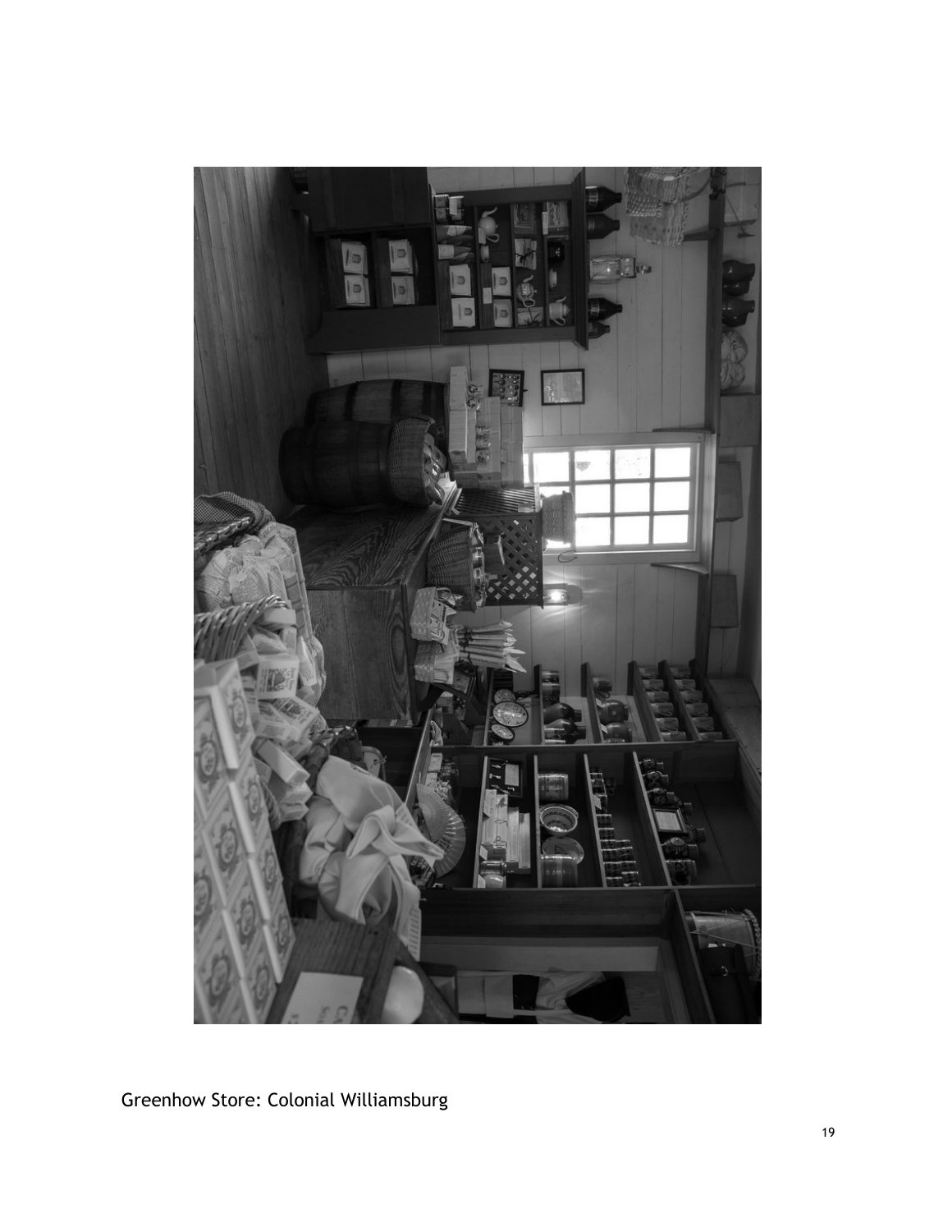Greenhow Store: Colonial Williamsburg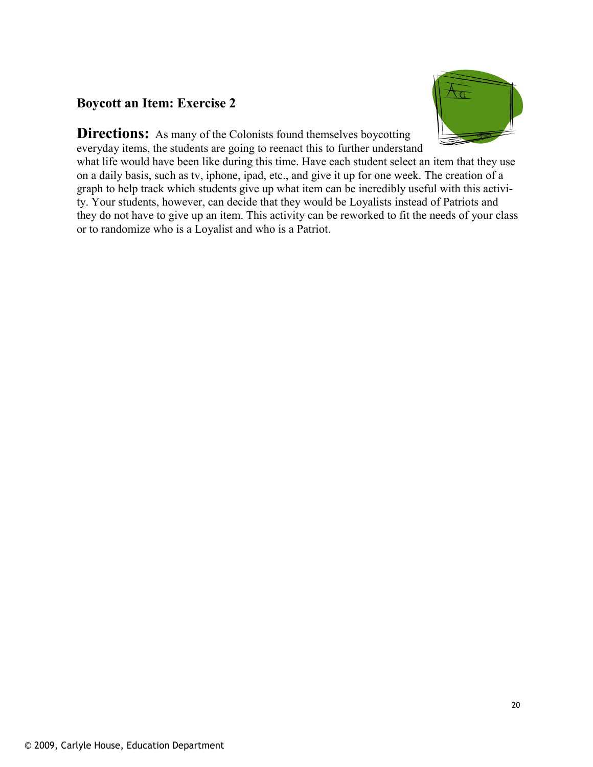### Boycott an Item: Exercise 2

**Directions:** As many of the Colonists found themselves boycotting everyday items, the students are going to reenact this to further understand what life would have been like during this time. Have each student select an item that they use on a daily basis, such as tv, iphone, ipad, etc., and give it up for one week. The creation of a graph to help track which students give up what item can be incredibly useful with this activity. Your students, however, can decide that they would be Loyalists instead of Patriots and they do not have to give up an item. This activity can be reworked to fit the needs of your class or to randomize who is a Loyalist and who is a Patriot.